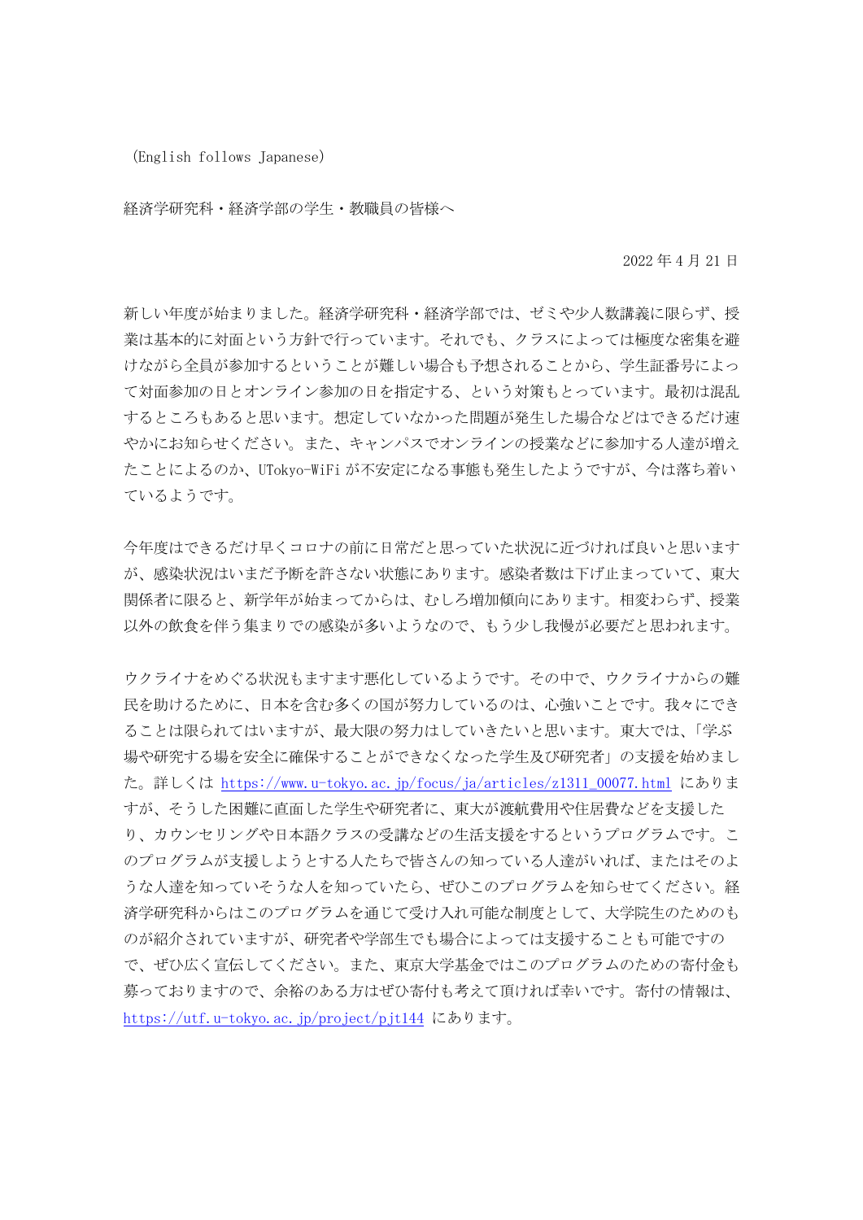(English follows Japanese)

経済学研究科・経済学部の学生・教職員の皆様へ

2022 年 4 月 21 日

新しい年度が始まりました。経済学研究科・経済学部では、ゼミや少人数講義に限らず、授業は基本的に対面という方針で行っています。それでも、クラスによっては極度な密集を避けながら全員が参加するということが難しい場合も予想されることから、学生証番号によって対面参加の日とオンライン参加の日を指定する、という対策もとっています。最初は混乱するところもあると思います。想定していなかった問題が発生した場合などはできるだけ速やかにお知らせください。また、キャンパスでオンラインの授業などに参加する人達が増えたことによるのか、UTokyo-WiFi が不安定になる事態も発生したようですが、今は落ち着いているようです。

今年度はできるだけ早くコロナの前に日常だと思っていた状況に近づければ良いと思いますが、感染状況はいまだ予断を許さない状態にあります。感染者数は下げ止まっていて、東大関係者に限ると、新学年が始まってからは、むしろ増加傾向にあります。相変わらず、授業以外の飲食を伴う集まりでの感染が多いようなので、もう少し我慢が必要だと思われます。

ウクライナをめぐる状況もますます悪化しているようです。その中で、ウクライナからの難民を助けるために、日本を含む多くの国が努力しているのは、心強いことです。我々にできることは限られてはいますが、最大限の努力はしていきたいと思います。東大では、「学ぶ場や研究する場を安全に確保することができなくなった学生及び研究者」の支援を始めました。詳しくは https://www.u-tokyo.ac.jp/focus/ja/articles/z1311_00077.html にありますが、そうした困難に直面した学生や研究者に、東大が渡航費用や住居費などを支援したり、カウンセリングや日本語クラスの受講などの生活支援をするというプログラムです。このプログラムが支援しようとする人たちで皆さんの知っている人達がいれば、またはそのような人達を知っていそうな人を知っていたら、ぜひこのプログラムを知らせてください。経済学研究科からはこのプログラムを通じて受け入れ可能な制度として、大学院生のためのものが紹介されていますが、研究者や学部生でも場合によっては支援することも可能ですので、ぜひ広く宣伝してください。また、東京大学基金ではこのプログラムのための寄付金も募っておりますので、余裕のある方はぜひ寄付も考えて頂ければ幸いです。寄付の情報は、https://utf.u-tokyo.ac.jp/project/pjt144 にあります。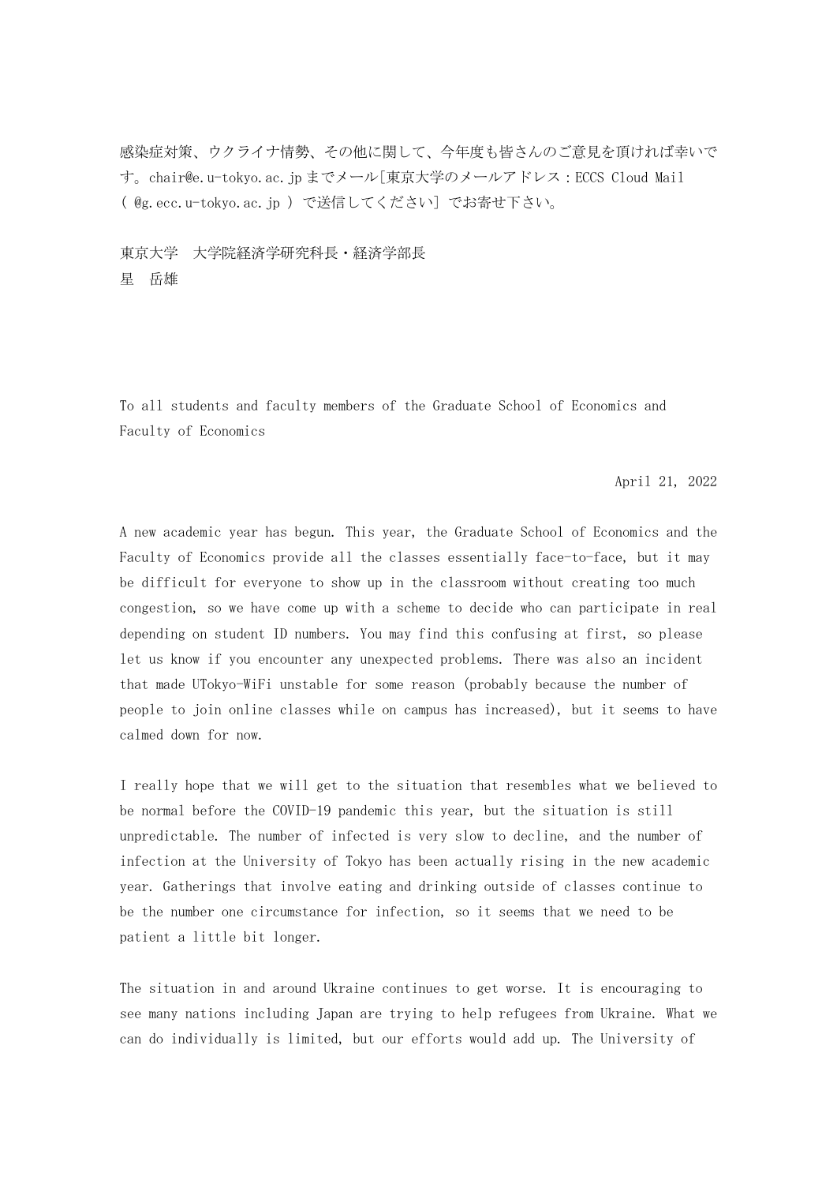感染症対策、ウクライナ情勢、その他に関して、今年度も皆さんのご意見を頂ければ幸いです。chair@e.u-tokyo.ac.jp までメール[東京大学のメールアドレス：ECCS Cloud Mail（ @g.ecc.u-tokyo.ac.jp ）で送信してください] でお寄せ下さい。

東京大学　大学院経済学研究科長・経済学部長
星　岳雄

To all students and faculty members of the Graduate School of Economics and Faculty of Economics

April 21, 2022

A new academic year has begun. This year, the Graduate School of Economics and the Faculty of Economics provide all the classes essentially face-to-face, but it may be difficult for everyone to show up in the classroom without creating too much congestion, so we have come up with a scheme to decide who can participate in real depending on student ID numbers. You may find this confusing at first, so please let us know if you encounter any unexpected problems. There was also an incident that made UTokyo-WiFi unstable for some reason (probably because the number of people to join online classes while on campus has increased), but it seems to have calmed down for now.

I really hope that we will get to the situation that resembles what we believed to be normal before the COVID-19 pandemic this year, but the situation is still unpredictable. The number of infected is very slow to decline, and the number of infection at the University of Tokyo has been actually rising in the new academic year. Gatherings that involve eating and drinking outside of classes continue to be the number one circumstance for infection, so it seems that we need to be patient a little bit longer.

The situation in and around Ukraine continues to get worse. It is encouraging to see many nations including Japan are trying to help refugees from Ukraine. What we can do individually is limited, but our efforts would add up. The University of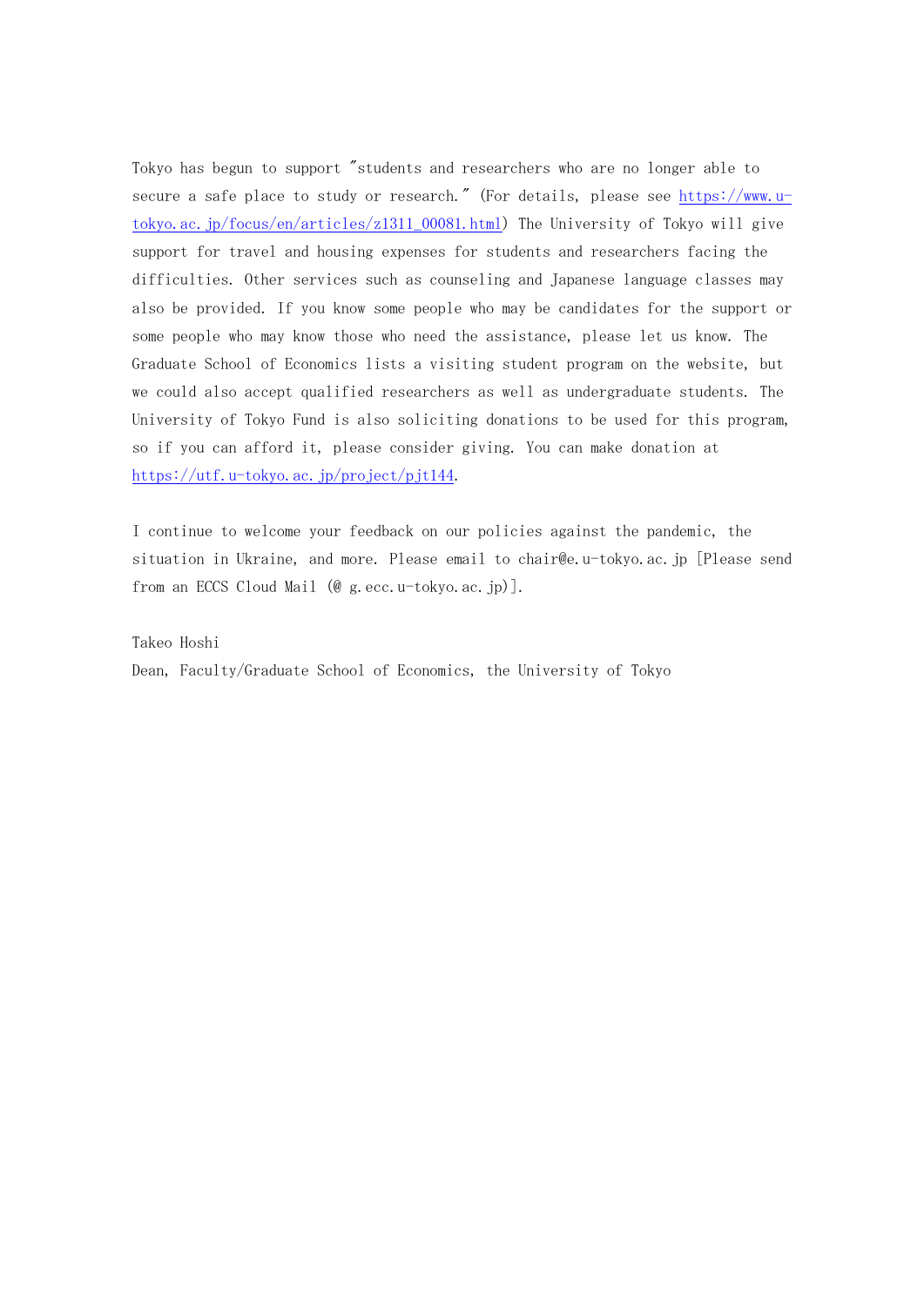Tokyo has begun to support "students and researchers who are no longer able to secure a safe place to study or research." (For details, please see https://www.u-tokyo.ac.jp/focus/en/articles/z1311_00081.html) The University of Tokyo will give support for travel and housing expenses for students and researchers facing the difficulties. Other services such as counseling and Japanese language classes may also be provided. If you know some people who may be candidates for the support or some people who may know those who need the assistance, please let us know. The Graduate School of Economics lists a visiting student program on the website, but we could also accept qualified researchers as well as undergraduate students. The University of Tokyo Fund is also soliciting donations to be used for this program, so if you can afford it, please consider giving. You can make donation at https://utf.u-tokyo.ac.jp/project/pjt144.

I continue to welcome your feedback on our policies against the pandemic, the situation in Ukraine, and more. Please email to chair@e.u-tokyo.ac.jp [Please send from an ECCS Cloud Mail (@ g.ecc.u-tokyo.ac.jp)].

Takeo Hoshi
Dean, Faculty/Graduate School of Economics, the University of Tokyo